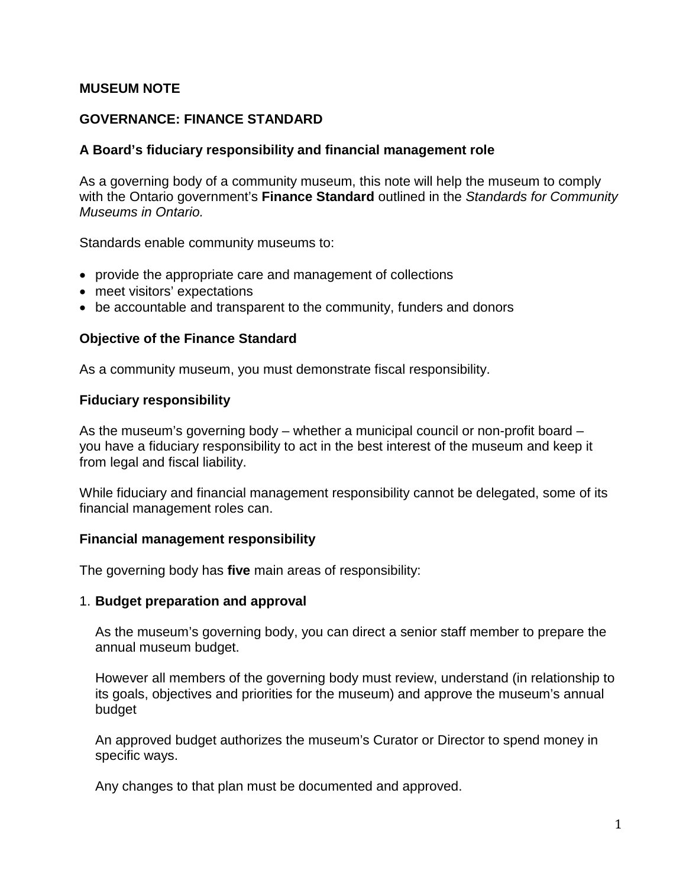# MUSEUM NOTE

## GOVERNANCE: FINANCE STANDARD

### A Board's fiduciary responsibility and financial management role

As a governing body of a community museum, this note will help the museum to comply with the Ontario government's **Finance Standard** outlined in the *Standards for Community Museums in Ontario.*

Standards enable community museums to:

- provide the appropriate care and management of collections
- meet visitors' expectations
- be accountable and transparent to the community, funders and donors

### Objective of the Finance Standard

As a community museum, you must demonstrate fiscal responsibility.

### Fiduciary responsibility

As the museum's governing body – whether a municipal council or non-profit board – you have a fiduciary responsibility to act in the best interest of the museum and keep it from legal and fiscal liability.

While fiduciary and financial management responsibility cannot be delegated, some of its financial management roles can.

### Financial management responsibility

The governing body has **five** main areas of responsibility:

1. **Budget preparation and approval**

   As the museum's governing body, you can direct a senior staff member to prepare the annual museum budget.

   However all members of the governing body must review, understand (in relationship to its goals, objectives and priorities for the museum) and approve the museum's annual budget

   An approved budget authorizes the museum's Curator or Director to spend money in specific ways.

   Any changes to that plan must be documented and approved.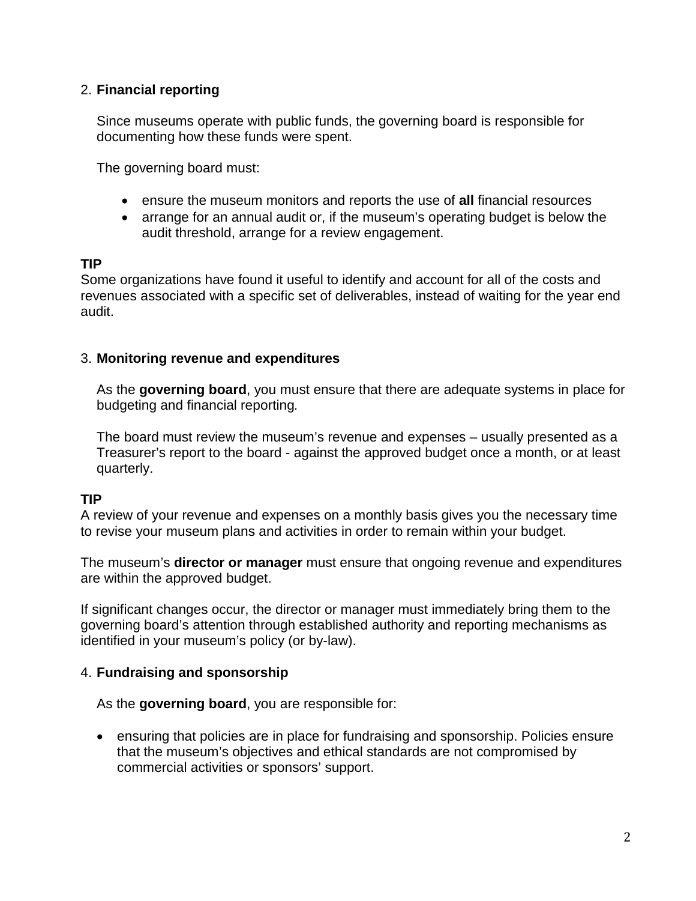2. **Financial reporting**

   Since museums operate with public funds, the governing board is responsible for documenting how these funds were spent.

   The governing board must:

   - ensure the museum monitors and reports the use of **all** financial resources
   - arrange for an annual audit or, if the museum's operating budget is below the audit threshold, arrange for a review engagement.

**TIP**
Some organizations have found it useful to identify and account for all of the costs and revenues associated with a specific set of deliverables, instead of waiting for the year end audit.

3. **Monitoring revenue and expenditures**

   As the **governing board**, you must ensure that there are adequate systems in place for budgeting and financial reporting.

   The board must review the museum's revenue and expenses – usually presented as a Treasurer's report to the board - against the approved budget once a month, or at least quarterly.

**TIP**
A review of your revenue and expenses on a monthly basis gives you the necessary time to revise your museum plans and activities in order to remain within your budget.

The museum's **director or manager** must ensure that ongoing revenue and expenditures are within the approved budget.

If significant changes occur, the director or manager must immediately bring them to the governing board's attention through established authority and reporting mechanisms as identified in your museum's policy (or by-law).

4. **Fundraising and sponsorship**

   As the **governing board**, you are responsible for:

   - ensuring that policies are in place for fundraising and sponsorship. Policies ensure that the museum's objectives and ethical standards are not compromised by commercial activities or sponsors' support.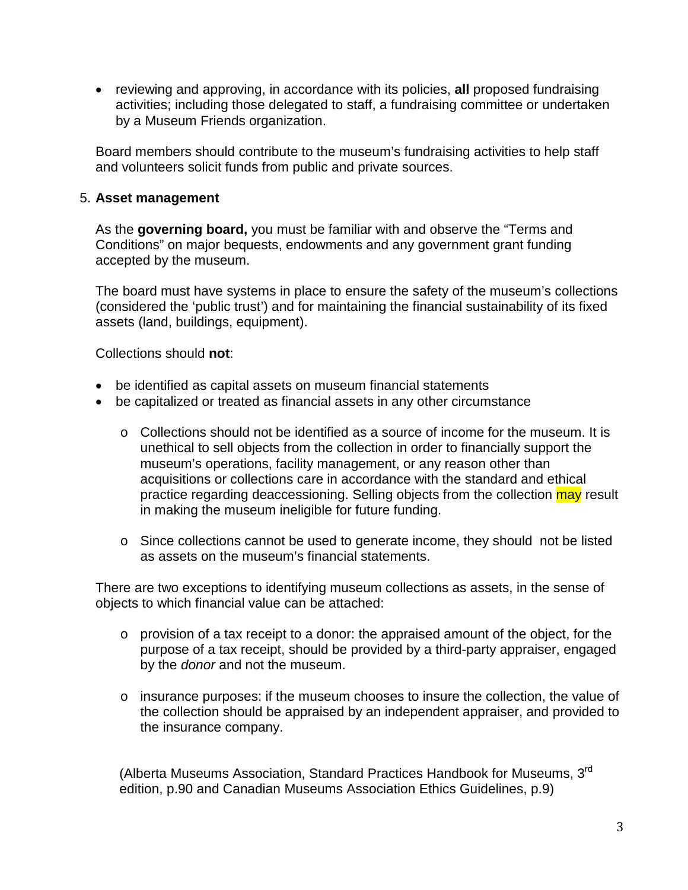- reviewing and approving, in accordance with its policies, **all** proposed fundraising activities; including those delegated to staff, a fundraising committee or undertaken by a Museum Friends organization.

Board members should contribute to the museum's fundraising activities to help staff and volunteers solicit funds from public and private sources.

5. **Asset management**

As the **governing board,** you must be familiar with and observe the "Terms and Conditions" on major bequests, endowments and any government grant funding accepted by the museum.

The board must have systems in place to ensure the safety of the museum's collections (considered the 'public trust') and for maintaining the financial sustainability of its fixed assets (land, buildings, equipment).

Collections should **not**:

- be identified as capital assets on museum financial statements
- be capitalized or treated as financial assets in any other circumstance
  - Collections should not be identified as a source of income for the museum. It is unethical to sell objects from the collection in order to financially support the museum's operations, facility management, or any reason other than acquisitions or collections care in accordance with the standard and ethical practice regarding deaccessioning. Selling objects from the collection may result in making the museum ineligible for future funding.
  - Since collections cannot be used to generate income, they should not be listed as assets on the museum's financial statements.

There are two exceptions to identifying museum collections as assets, in the sense of objects to which financial value can be attached:

- provision of a tax receipt to a donor: the appraised amount of the object, for the purpose of a tax receipt, should be provided by a third-party appraiser, engaged by the *donor* and not the museum.
- insurance purposes: if the museum chooses to insure the collection, the value of the collection should be appraised by an independent appraiser, and provided to the insurance company.

(Alberta Museums Association, Standard Practices Handbook for Museums, 3rd edition, p.90 and Canadian Museums Association Ethics Guidelines, p.9)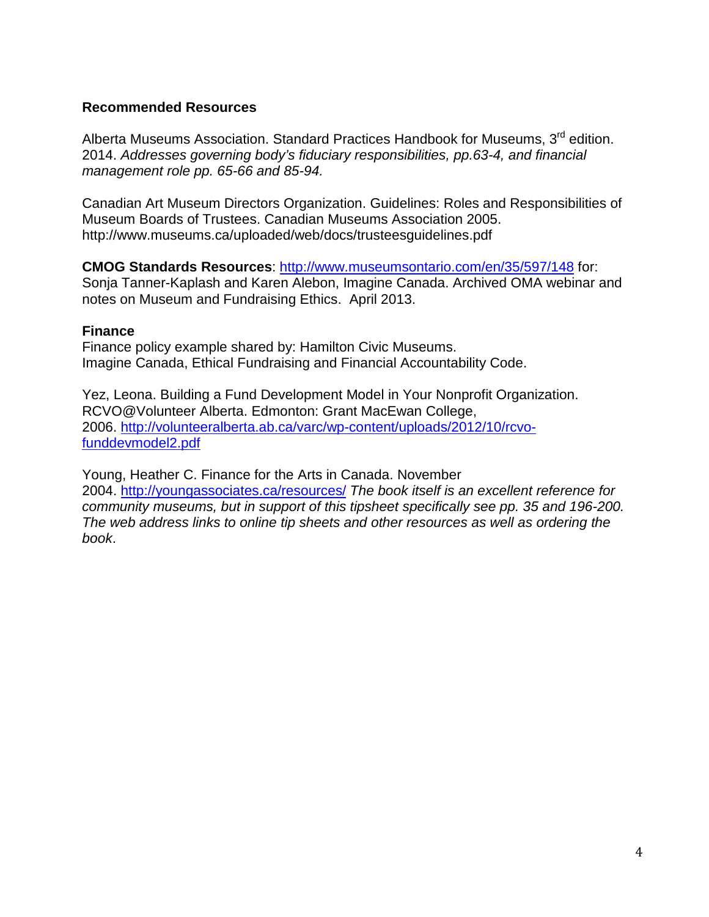**Recommended Resources**

Alberta Museums Association. Standard Practices Handbook for Museums, 3rd edition. 2014. *Addresses governing body's fiduciary responsibilities, pp.63-4, and financial management role pp. 65-66 and 85-94.*

Canadian Art Museum Directors Organization. Guidelines: Roles and Responsibilities of Museum Boards of Trustees. Canadian Museums Association 2005. http://www.museums.ca/uploaded/web/docs/trusteesguidelines.pdf

**CMOG Standards Resources**: http://www.museumsontario.com/en/35/597/148 for: Sonja Tanner-Kaplash and Karen Alebon, Imagine Canada. Archived OMA webinar and notes on Museum and Fundraising Ethics. April 2013.

**Finance**

Finance policy example shared by: Hamilton Civic Museums.
Imagine Canada, Ethical Fundraising and Financial Accountability Code.

Yez, Leona. Building a Fund Development Model in Your Nonprofit Organization. RCVO@Volunteer Alberta. Edmonton: Grant MacEwan College, 2006. http://volunteeralberta.ab.ca/varc/wp-content/uploads/2012/10/rcvo-funddevmodel2.pdf

Young, Heather C. Finance for the Arts in Canada. November 2004. http://youngassociates.ca/resources/ *The book itself is an excellent reference for community museums, but in support of this tipsheet specifically see pp. 35 and 196-200. The web address links to online tip sheets and other resources as well as ordering the book*.